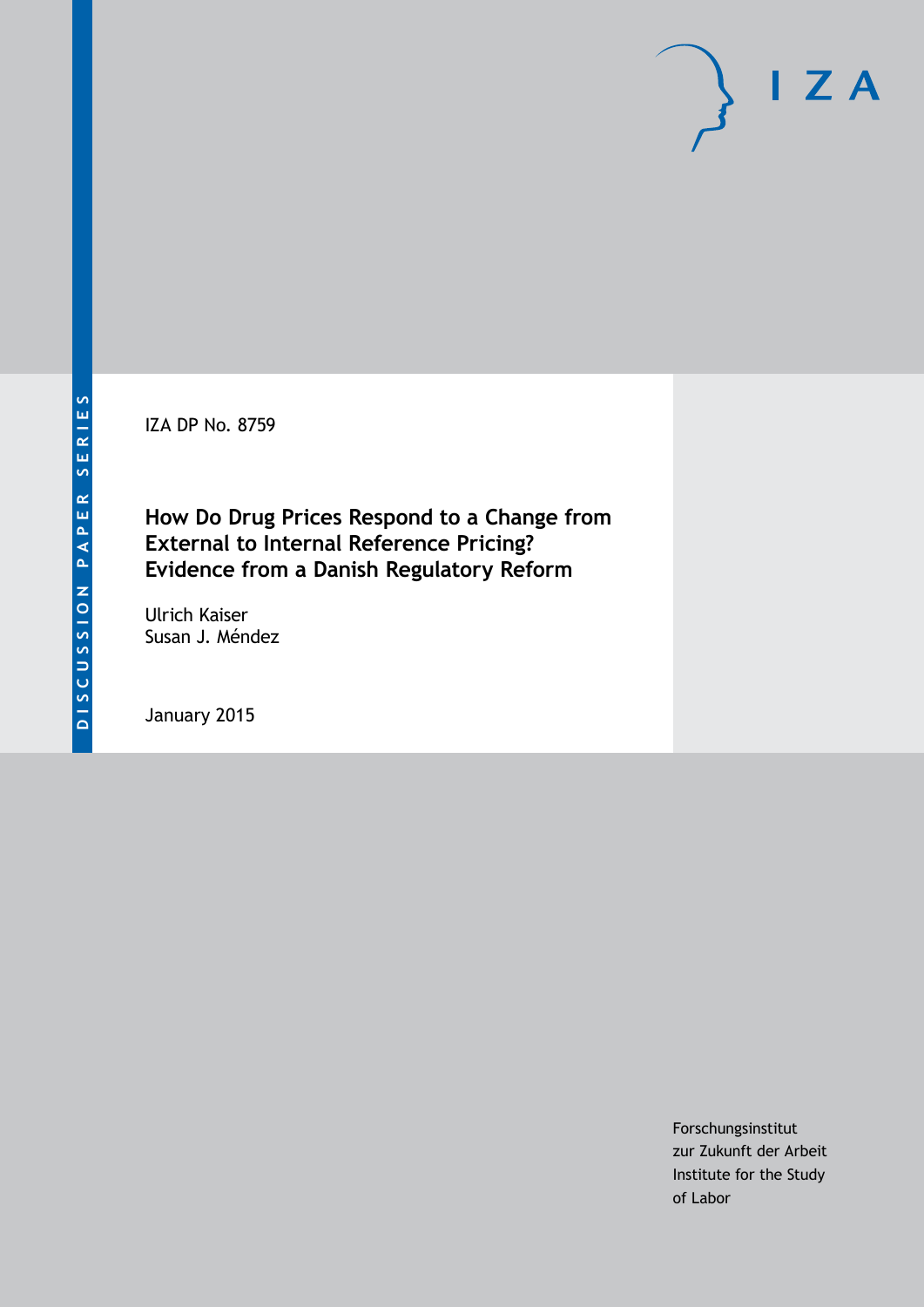DISCUSSION PAPER SERIES

IZA DP No. 8759

# How Do Drug Prices Respond to a Change from External to Internal Reference Pricing? Evidence from a Danish Regulatory Reform

Ulrich Kaiser
Susan J. Méndez

January 2015

Forschungsinstitut
zur Zukunft der Arbeit
Institute for the Study
of Labor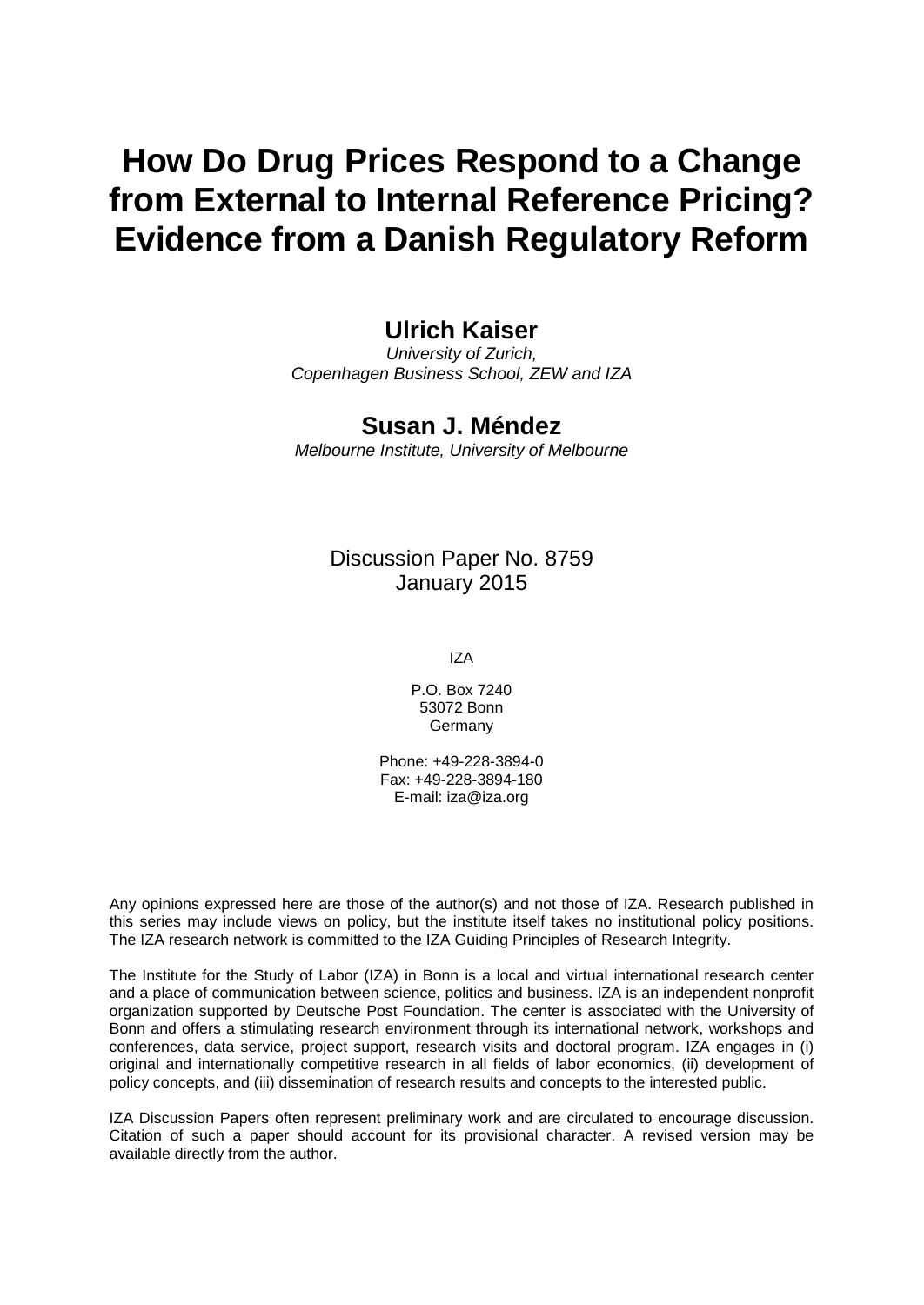# How Do Drug Prices Respond to a Change from External to Internal Reference Pricing? Evidence from a Danish Regulatory Reform

## Ulrich Kaiser

*University of Zurich,*
*Copenhagen Business School, ZEW and IZA*

## Susan J. Méndez

*Melbourne Institute, University of Melbourne*

Discussion Paper No. 8759
January 2015

IZA

P.O. Box 7240
53072 Bonn
Germany

Phone: +49-228-3894-0
Fax: +49-228-3894-180
E-mail: iza@iza.org

Any opinions expressed here are those of the author(s) and not those of IZA. Research published in this series may include views on policy, but the institute itself takes no institutional policy positions. The IZA research network is committed to the IZA Guiding Principles of Research Integrity.

The Institute for the Study of Labor (IZA) in Bonn is a local and virtual international research center and a place of communication between science, politics and business. IZA is an independent nonprofit organization supported by Deutsche Post Foundation. The center is associated with the University of Bonn and offers a stimulating research environment through its international network, workshops and conferences, data service, project support, research visits and doctoral program. IZA engages in (i) original and internationally competitive research in all fields of labor economics, (ii) development of policy concepts, and (iii) dissemination of research results and concepts to the interested public.

IZA Discussion Papers often represent preliminary work and are circulated to encourage discussion. Citation of such a paper should account for its provisional character. A revised version may be available directly from the author.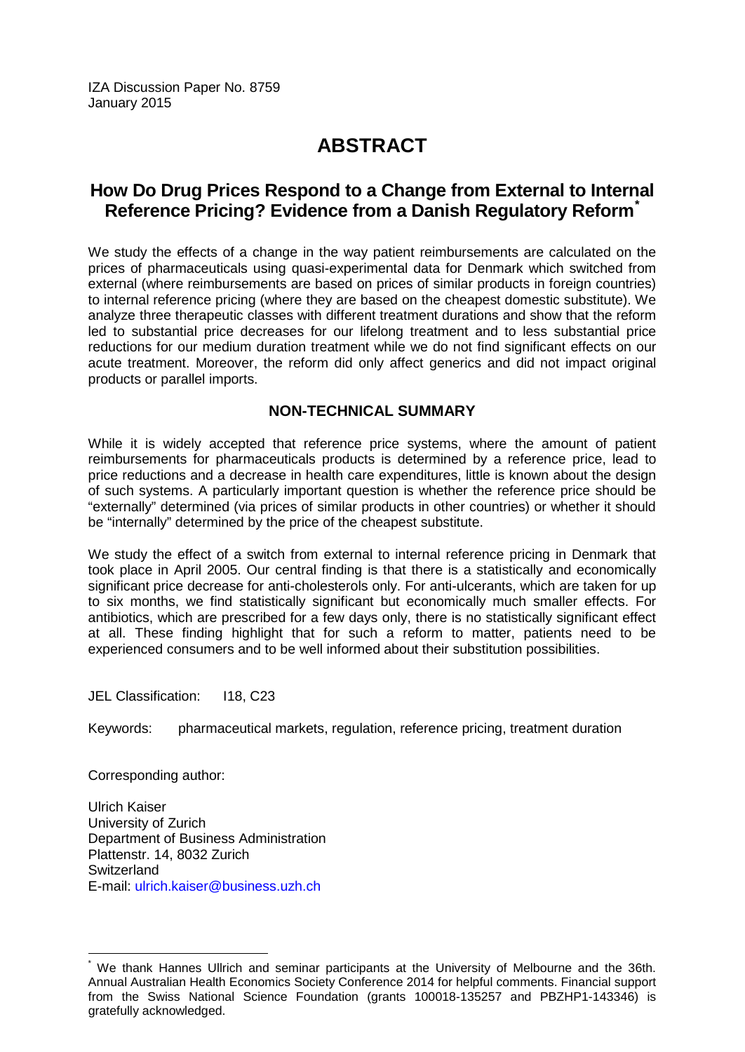IZA Discussion Paper No. 8759
January 2015

# ABSTRACT

## How Do Drug Prices Respond to a Change from External to Internal Reference Pricing? Evidence from a Danish Regulatory Reform*

We study the effects of a change in the way patient reimbursements are calculated on the prices of pharmaceuticals using quasi-experimental data for Denmark which switched from external (where reimbursements are based on prices of similar products in foreign countries) to internal reference pricing (where they are based on the cheapest domestic substitute). We analyze three therapeutic classes with different treatment durations and show that the reform led to substantial price decreases for our lifelong treatment and to less substantial price reductions for our medium duration treatment while we do not find significant effects on our acute treatment. Moreover, the reform did only affect generics and did not impact original products or parallel imports.

### NON-TECHNICAL SUMMARY

While it is widely accepted that reference price systems, where the amount of patient reimbursements for pharmaceuticals products is determined by a reference price, lead to price reductions and a decrease in health care expenditures, little is known about the design of such systems. A particularly important question is whether the reference price should be "externally" determined (via prices of similar products in other countries) or whether it should be "internally" determined by the price of the cheapest substitute.

We study the effect of a switch from external to internal reference pricing in Denmark that took place in April 2005. Our central finding is that there is a statistically and economically significant price decrease for anti-cholesterols only. For anti-ulcerants, which are taken for up to six months, we find statistically significant but economically much smaller effects. For antibiotics, which are prescribed for a few days only, there is no statistically significant effect at all. These finding highlight that for such a reform to matter, patients need to be experienced consumers and to be well informed about their substitution possibilities.

JEL Classification: I18, C23

Keywords: pharmaceutical markets, regulation, reference pricing, treatment duration

Corresponding author:

Ulrich Kaiser
University of Zurich
Department of Business Administration
Plattenstr. 14, 8032 Zurich
Switzerland
E-mail: ulrich.kaiser@business.uzh.ch

---

* We thank Hannes Ullrich and seminar participants at the University of Melbourne and the 36th. Annual Australian Health Economics Society Conference 2014 for helpful comments. Financial support from the Swiss National Science Foundation (grants 100018-135257 and PBZHP1-143346) is gratefully acknowledged.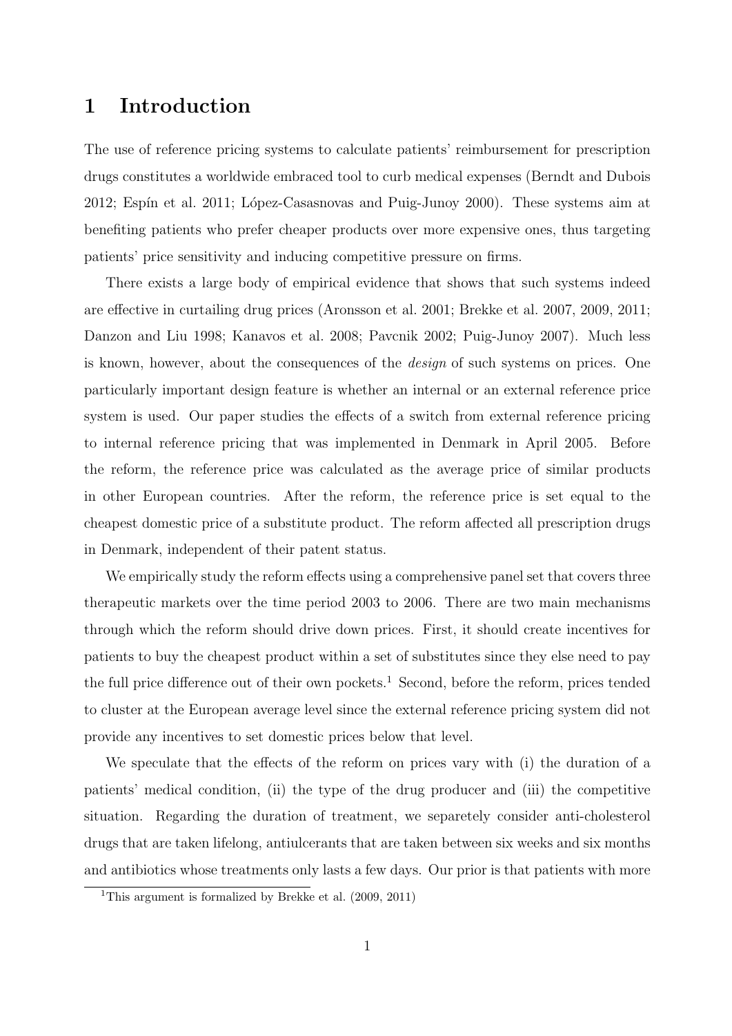# 1 Introduction

The use of reference pricing systems to calculate patients' reimbursement for prescription drugs constitutes a worldwide embraced tool to curb medical expenses (Berndt and Dubois 2012; Espín et al. 2011; López-Casasnovas and Puig-Junoy 2000). These systems aim at benefiting patients who prefer cheaper products over more expensive ones, thus targeting patients' price sensitivity and inducing competitive pressure on firms.

There exists a large body of empirical evidence that shows that such systems indeed are effective in curtailing drug prices (Aronsson et al. 2001; Brekke et al. 2007, 2009, 2011; Danzon and Liu 1998; Kanavos et al. 2008; Pavcnik 2002; Puig-Junoy 2007). Much less is known, however, about the consequences of the *design* of such systems on prices. One particularly important design feature is whether an internal or an external reference price system is used. Our paper studies the effects of a switch from external reference pricing to internal reference pricing that was implemented in Denmark in April 2005. Before the reform, the reference price was calculated as the average price of similar products in other European countries. After the reform, the reference price is set equal to the cheapest domestic price of a substitute product. The reform affected all prescription drugs in Denmark, independent of their patent status.

We empirically study the reform effects using a comprehensive panel set that covers three therapeutic markets over the time period 2003 to 2006. There are two main mechanisms through which the reform should drive down prices. First, it should create incentives for patients to buy the cheapest product within a set of substitutes since they else need to pay the full price difference out of their own pockets.[1] Second, before the reform, prices tended to cluster at the European average level since the external reference pricing system did not provide any incentives to set domestic prices below that level.

We speculate that the effects of the reform on prices vary with (i) the duration of a patients' medical condition, (ii) the type of the drug producer and (iii) the competitive situation. Regarding the duration of treatment, we separetely consider anti-cholesterol drugs that are taken lifelong, antiulcerants that are taken between six weeks and six months and antibiotics whose treatments only lasts a few days. Our prior is that patients with more

[1] This argument is formalized by Brekke et al. (2009, 2011)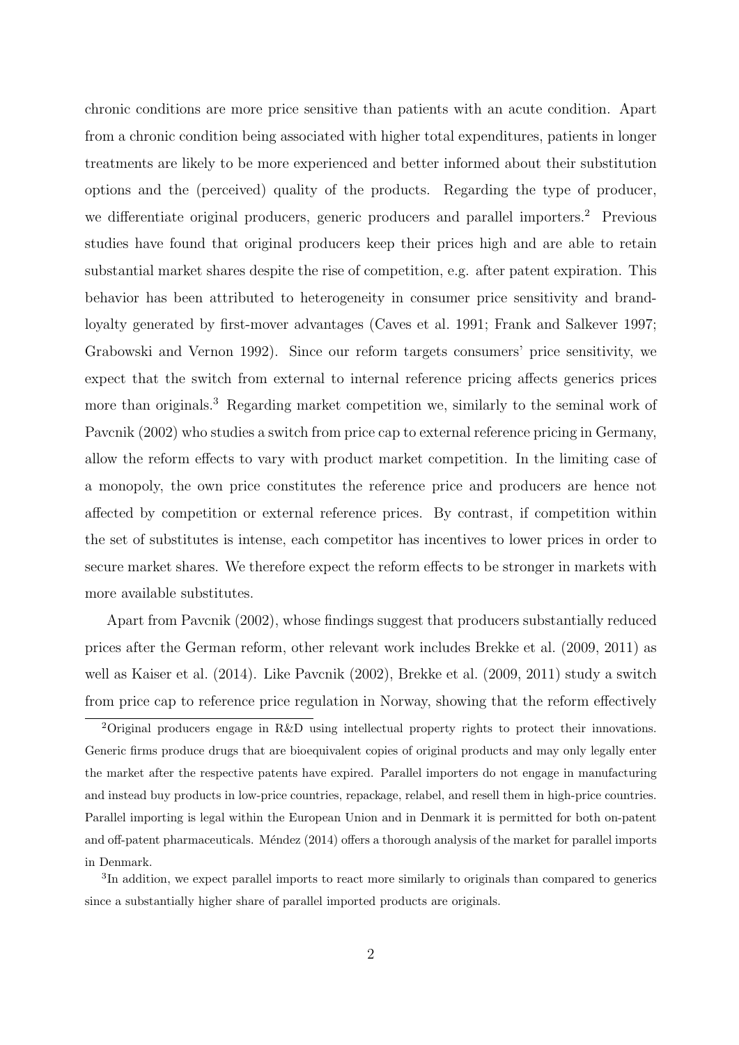chronic conditions are more price sensitive than patients with an acute condition. Apart from a chronic condition being associated with higher total expenditures, patients in longer treatments are likely to be more experienced and better informed about their substitution options and the (perceived) quality of the products. Regarding the type of producer, we differentiate original producers, generic producers and parallel importers.[2] Previous studies have found that original producers keep their prices high and are able to retain substantial market shares despite the rise of competition, e.g. after patent expiration. This behavior has been attributed to heterogeneity in consumer price sensitivity and brand-loyalty generated by first-mover advantages (Caves et al. 1991; Frank and Salkever 1997; Grabowski and Vernon 1992). Since our reform targets consumers' price sensitivity, we expect that the switch from external to internal reference pricing affects generics prices more than originals.[3] Regarding market competition we, similarly to the seminal work of Pavcnik (2002) who studies a switch from price cap to external reference pricing in Germany, allow the reform effects to vary with product market competition. In the limiting case of a monopoly, the own price constitutes the reference price and producers are hence not affected by competition or external reference prices. By contrast, if competition within the set of substitutes is intense, each competitor has incentives to lower prices in order to secure market shares. We therefore expect the reform effects to be stronger in markets with more available substitutes.

Apart from Pavcnik (2002), whose findings suggest that producers substantially reduced prices after the German reform, other relevant work includes Brekke et al. (2009, 2011) as well as Kaiser et al. (2014). Like Pavcnik (2002), Brekke et al. (2009, 2011) study a switch from price cap to reference price regulation in Norway, showing that the reform effectively

[2] Original producers engage in R&D using intellectual property rights to protect their innovations. Generic firms produce drugs that are bioequivalent copies of original products and may only legally enter the market after the respective patents have expired. Parallel importers do not engage in manufacturing and instead buy products in low-price countries, repackage, relabel, and resell them in high-price countries. Parallel importing is legal within the European Union and in Denmark it is permitted for both on-patent and off-patent pharmaceuticals. Méndez (2014) offers a thorough analysis of the market for parallel imports in Denmark.

[3] In addition, we expect parallel imports to react more similarly to originals than compared to generics since a substantially higher share of parallel imported products are originals.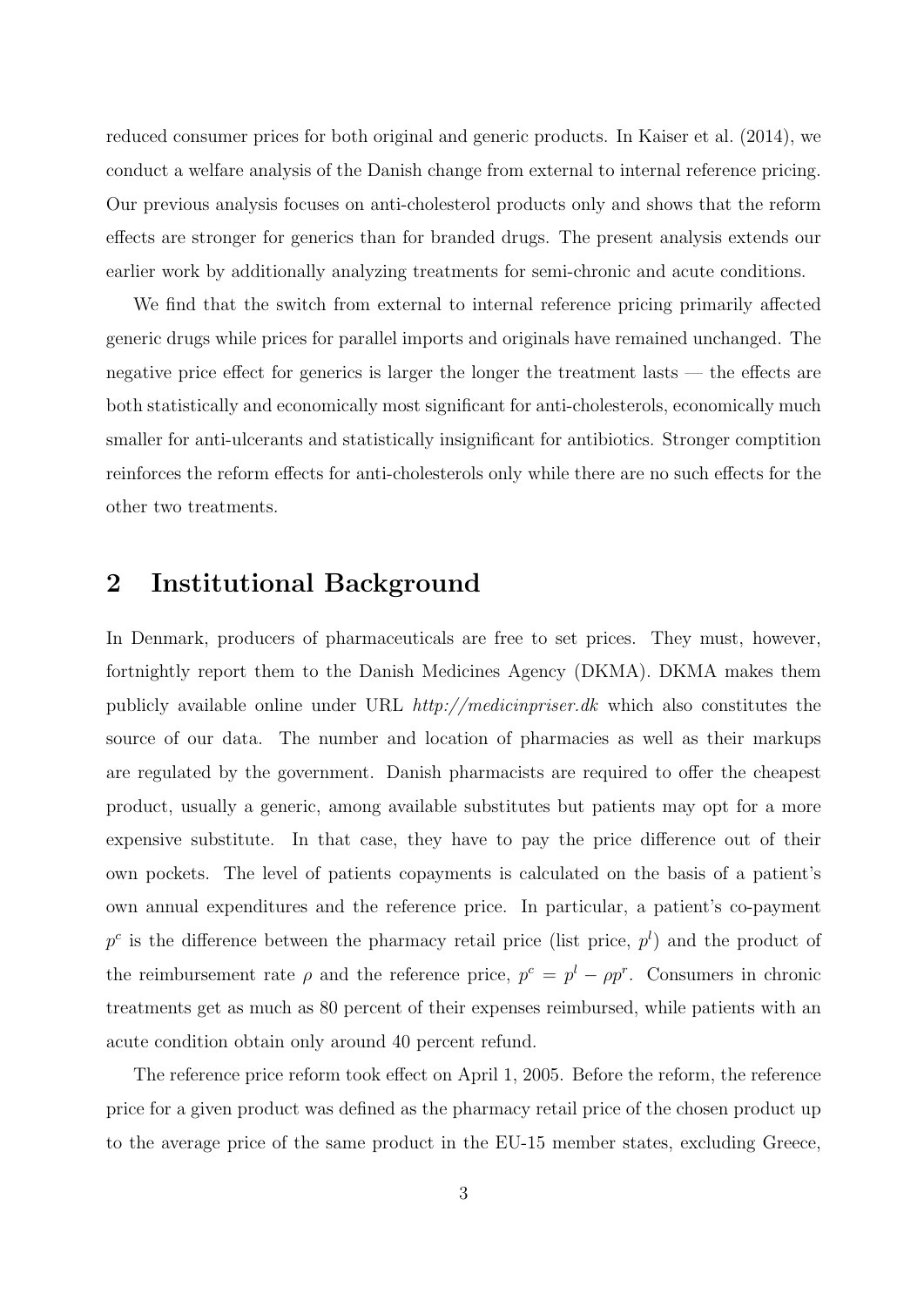reduced consumer prices for both original and generic products. In Kaiser et al. (2014), we conduct a welfare analysis of the Danish change from external to internal reference pricing. Our previous analysis focuses on anti-cholesterol products only and shows that the reform effects are stronger for generics than for branded drugs. The present analysis extends our earlier work by additionally analyzing treatments for semi-chronic and acute conditions.

We find that the switch from external to internal reference pricing primarily affected generic drugs while prices for parallel imports and originals have remained unchanged. The negative price effect for generics is larger the longer the treatment lasts — the effects are both statistically and economically most significant for anti-cholesterols, economically much smaller for anti-ulcerants and statistically insignificant for antibiotics. Stronger comptition reinforces the reform effects for anti-cholesterols only while there are no such effects for the other two treatments.

## 2 Institutional Background

In Denmark, producers of pharmaceuticals are free to set prices. They must, however, fortnightly report them to the Danish Medicines Agency (DKMA). DKMA makes them publicly available online under URL *http://medicinpriser.dk* which also constitutes the source of our data. The number and location of pharmacies as well as their markups are regulated by the government. Danish pharmacists are required to offer the cheapest product, usually a generic, among available substitutes but patients may opt for a more expensive substitute. In that case, they have to pay the price difference out of their own pockets. The level of patients copayments is calculated on the basis of a patient's own annual expenditures and the reference price. In particular, a patient's co-payment $p^c$ is the difference between the pharmacy retail price (list price, $p^l$) and the product of the reimbursement rate $\rho$ and the reference price, $p^c = p^l - \rho p^r$. Consumers in chronic treatments get as much as 80 percent of their expenses reimbursed, while patients with an acute condition obtain only around 40 percent refund.

The reference price reform took effect on April 1, 2005. Before the reform, the reference price for a given product was defined as the pharmacy retail price of the chosen product up to the average price of the same product in the EU-15 member states, excluding Greece,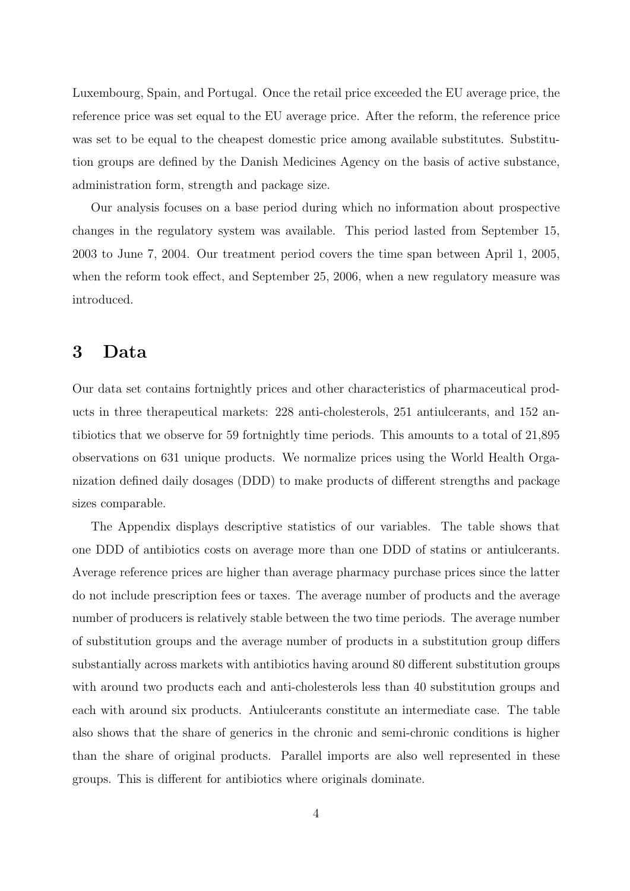Luxembourg, Spain, and Portugal. Once the retail price exceeded the EU average price, the reference price was set equal to the EU average price. After the reform, the reference price was set to be equal to the cheapest domestic price among available substitutes. Substitution groups are defined by the Danish Medicines Agency on the basis of active substance, administration form, strength and package size.

Our analysis focuses on a base period during which no information about prospective changes in the regulatory system was available. This period lasted from September 15, 2003 to June 7, 2004. Our treatment period covers the time span between April 1, 2005, when the reform took effect, and September 25, 2006, when a new regulatory measure was introduced.

# 3 Data

Our data set contains fortnightly prices and other characteristics of pharmaceutical products in three therapeutical markets: 228 anti-cholesterols, 251 antiulcerants, and 152 antibiotics that we observe for 59 fortnightly time periods. This amounts to a total of 21,895 observations on 631 unique products. We normalize prices using the World Health Organization defined daily dosages (DDD) to make products of different strengths and package sizes comparable.

The Appendix displays descriptive statistics of our variables. The table shows that one DDD of antibiotics costs on average more than one DDD of statins or antiulcerants. Average reference prices are higher than average pharmacy purchase prices since the latter do not include prescription fees or taxes. The average number of products and the average number of producers is relatively stable between the two time periods. The average number of substitution groups and the average number of products in a substitution group differs substantially across markets with antibiotics having around 80 different substitution groups with around two products each and anti-cholesterols less than 40 substitution groups and each with around six products. Antiulcerants constitute an intermediate case. The table also shows that the share of generics in the chronic and semi-chronic conditions is higher than the share of original products. Parallel imports are also well represented in these groups. This is different for antibiotics where originals dominate.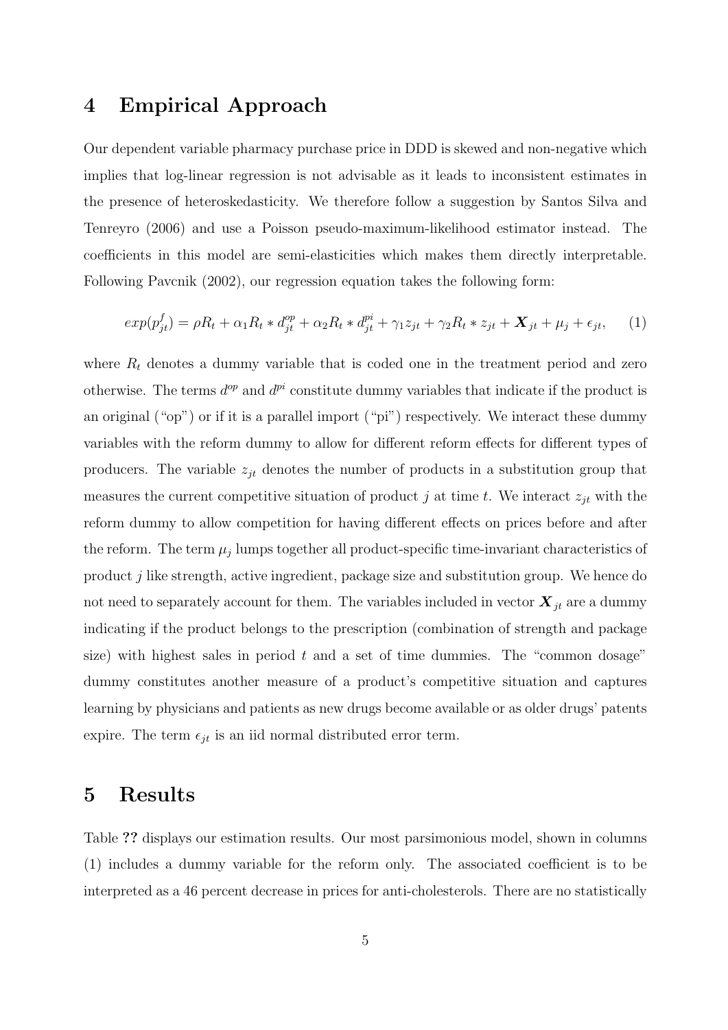## 4 Empirical Approach

Our dependent variable pharmacy purchase price in DDD is skewed and non-negative which implies that log-linear regression is not advisable as it leads to inconsistent estimates in the presence of heteroskedasticity. We therefore follow a suggestion by Santos Silva and Tenreyro (2006) and use a Poisson pseudo-maximum-likelihood estimator instead. The coefficients in this model are semi-elasticities which makes them directly interpretable. Following Pavcnik (2002), our regression equation takes the following form:

$$exp(p_{jt}^{f}) = \rho R_t + \alpha_1 R_t * d_{jt}^{op} + \alpha_2 R_t * d_{jt}^{pi} + \gamma_1 z_{jt} + \gamma_2 R_t * z_{jt} + \boldsymbol{X}_{jt} + \mu_j + \epsilon_{jt}, \quad (1)$$

where $R_t$ denotes a dummy variable that is coded one in the treatment period and zero otherwise. The terms $d^{op}$ and $d^{pi}$ constitute dummy variables that indicate if the product is an original ("op") or if it is a parallel import ("pi") respectively. We interact these dummy variables with the reform dummy to allow for different reform effects for different types of producers. The variable $z_{jt}$ denotes the number of products in a substitution group that measures the current competitive situation of product $j$ at time $t$. We interact $z_{jt}$ with the reform dummy to allow competition for having different effects on prices before and after the reform. The term $\mu_j$ lumps together all product-specific time-invariant characteristics of product $j$ like strength, active ingredient, package size and substitution group. We hence do not need to separately account for them. The variables included in vector $\boldsymbol{X}_{jt}$ are a dummy indicating if the product belongs to the prescription (combination of strength and package size) with highest sales in period $t$ and a set of time dummies. The "common dosage" dummy constitutes another measure of a product's competitive situation and captures learning by physicians and patients as new drugs become available or as older drugs' patents expire. The term $\epsilon_{jt}$ is an iid normal distributed error term.

## 5 Results

Table **??** displays our estimation results. Our most parsimonious model, shown in columns (1) includes a dummy variable for the reform only. The associated coefficient is to be interpreted as a 46 percent decrease in prices for anti-cholesterols. There are no statistically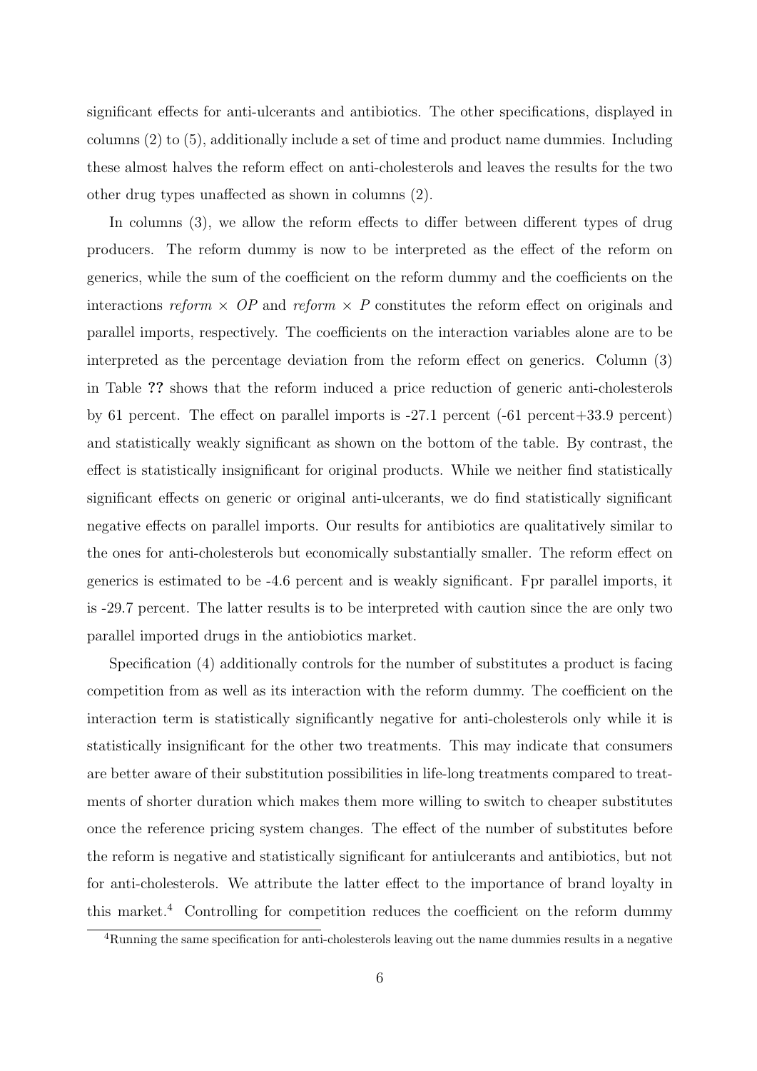significant effects for anti-ulcerants and antibiotics. The other specifications, displayed in columns (2) to (5), additionally include a set of time and product name dummies. Including these almost halves the reform effect on anti-cholesterols and leaves the results for the two other drug types unaffected as shown in columns (2).

In columns (3), we allow the reform effects to differ between different types of drug producers. The reform dummy is now to be interpreted as the effect of the reform on generics, while the sum of the coefficient on the reform dummy and the coefficients on the interactions *reform* × *OP* and *reform* × *P* constitutes the reform effect on originals and parallel imports, respectively. The coefficients on the interaction variables alone are to be interpreted as the percentage deviation from the reform effect on generics. Column (3) in Table **??** shows that the reform induced a price reduction of generic anti-cholesterols by 61 percent. The effect on parallel imports is -27.1 percent (-61 percent+33.9 percent) and statistically weakly significant as shown on the bottom of the table. By contrast, the effect is statistically insignificant for original products. While we neither find statistically significant effects on generic or original anti-ulcerants, we do find statistically significant negative effects on parallel imports. Our results for antibiotics are qualitatively similar to the ones for anti-cholesterols but economically substantially smaller. The reform effect on generics is estimated to be -4.6 percent and is weakly significant. Fpr parallel imports, it is -29.7 percent. The latter results is to be interpreted with caution since the are only two parallel imported drugs in the antiobiotics market.

Specification (4) additionally controls for the number of substitutes a product is facing competition from as well as its interaction with the reform dummy. The coefficient on the interaction term is statistically significantly negative for anti-cholesterols only while it is statistically insignificant for the other two treatments. This may indicate that consumers are better aware of their substitution possibilities in life-long treatments compared to treatments of shorter duration which makes them more willing to switch to cheaper substitutes once the reference pricing system changes. The effect of the number of substitutes before the reform is negative and statistically significant for antiulcerants and antibiotics, but not for anti-cholesterols. We attribute the latter effect to the importance of brand loyalty in this market.[4] Controlling for competition reduces the coefficient on the reform dummy

[4] Running the same specification for anti-cholesterols leaving out the name dummies results in a negative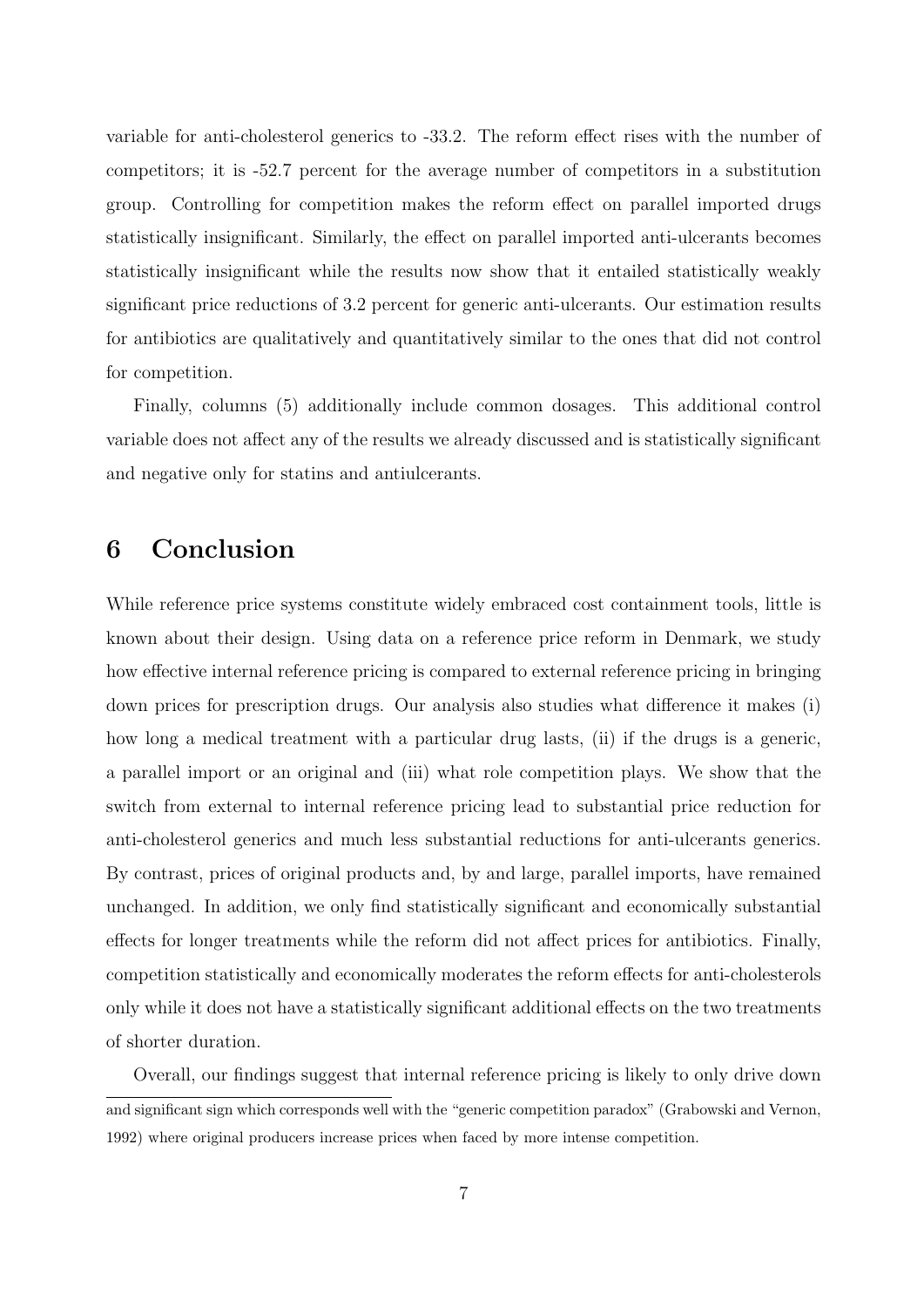variable for anti-cholesterol generics to -33.2. The reform effect rises with the number of competitors; it is -52.7 percent for the average number of competitors in a substitution group. Controlling for competition makes the reform effect on parallel imported drugs statistically insignificant. Similarly, the effect on parallel imported anti-ulcerants becomes statistically insignificant while the results now show that it entailed statistically weakly significant price reductions of 3.2 percent for generic anti-ulcerants. Our estimation results for antibiotics are qualitatively and quantitatively similar to the ones that did not control for competition.

Finally, columns (5) additionally include common dosages. This additional control variable does not affect any of the results we already discussed and is statistically significant and negative only for statins and antiulcerants.

# 6 Conclusion

While reference price systems constitute widely embraced cost containment tools, little is known about their design. Using data on a reference price reform in Denmark, we study how effective internal reference pricing is compared to external reference pricing in bringing down prices for prescription drugs. Our analysis also studies what difference it makes (i) how long a medical treatment with a particular drug lasts, (ii) if the drugs is a generic, a parallel import or an original and (iii) what role competition plays. We show that the switch from external to internal reference pricing lead to substantial price reduction for anti-cholesterol generics and much less substantial reductions for anti-ulcerants generics. By contrast, prices of original products and, by and large, parallel imports, have remained unchanged. In addition, we only find statistically significant and economically substantial effects for longer treatments while the reform did not affect prices for antibiotics. Finally, competition statistically and economically moderates the reform effects for anti-cholesterols only while it does not have a statistically significant additional effects on the two treatments of shorter duration.

Overall, our findings suggest that internal reference pricing is likely to only drive down

and significant sign which corresponds well with the "generic competition paradox" (Grabowski and Vernon, 1992) where original producers increase prices when faced by more intense competition.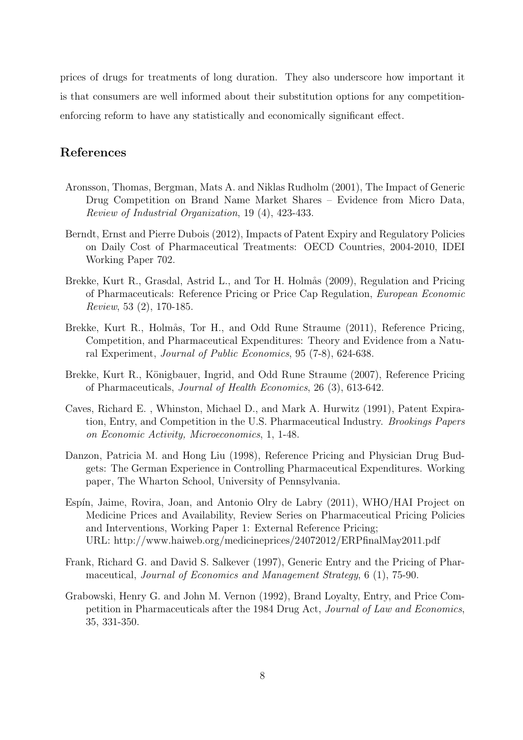prices of drugs for treatments of long duration. They also underscore how important it is that consumers are well informed about their substitution options for any competition-enforcing reform to have any statistically and economically significant effect.

## References

Aronsson, Thomas, Bergman, Mats A. and Niklas Rudholm (2001), The Impact of Generic Drug Competition on Brand Name Market Shares – Evidence from Micro Data, *Review of Industrial Organization*, 19 (4), 423-433.

Berndt, Ernst and Pierre Dubois (2012), Impacts of Patent Expiry and Regulatory Policies on Daily Cost of Pharmaceutical Treatments: OECD Countries, 2004-2010, IDEI Working Paper 702.

Brekke, Kurt R., Grasdal, Astrid L., and Tor H. Holmås (2009), Regulation and Pricing of Pharmaceuticals: Reference Pricing or Price Cap Regulation, *European Economic Review*, 53 (2), 170-185.

Brekke, Kurt R., Holmås, Tor H., and Odd Rune Straume (2011), Reference Pricing, Competition, and Pharmaceutical Expenditures: Theory and Evidence from a Natural Experiment, *Journal of Public Economics*, 95 (7-8), 624-638.

Brekke, Kurt R., Königbauer, Ingrid, and Odd Rune Straume (2007), Reference Pricing of Pharmaceuticals, *Journal of Health Economics*, 26 (3), 613-642.

Caves, Richard E. , Whinston, Michael D., and Mark A. Hurwitz (1991), Patent Expiration, Entry, and Competition in the U.S. Pharmaceutical Industry. *Brookings Papers on Economic Activity, Microeconomics*, 1, 1-48.

Danzon, Patricia M. and Hong Liu (1998), Reference Pricing and Physician Drug Budgets: The German Experience in Controlling Pharmaceutical Expenditures. Working paper, The Wharton School, University of Pennsylvania.

Espín, Jaime, Rovira, Joan, and Antonio Olry de Labry (2011), WHO/HAI Project on Medicine Prices and Availability, Review Series on Pharmaceutical Pricing Policies and Interventions, Working Paper 1: External Reference Pricing;
URL: http://www.haiweb.org/medicineprices/24072012/ERPfinalMay2011.pdf

Frank, Richard G. and David S. Salkever (1997), Generic Entry and the Pricing of Pharmaceutical, *Journal of Economics and Management Strategy*, 6 (1), 75-90.

Grabowski, Henry G. and John M. Vernon (1992), Brand Loyalty, Entry, and Price Competition in Pharmaceuticals after the 1984 Drug Act, *Journal of Law and Economics*, 35, 331-350.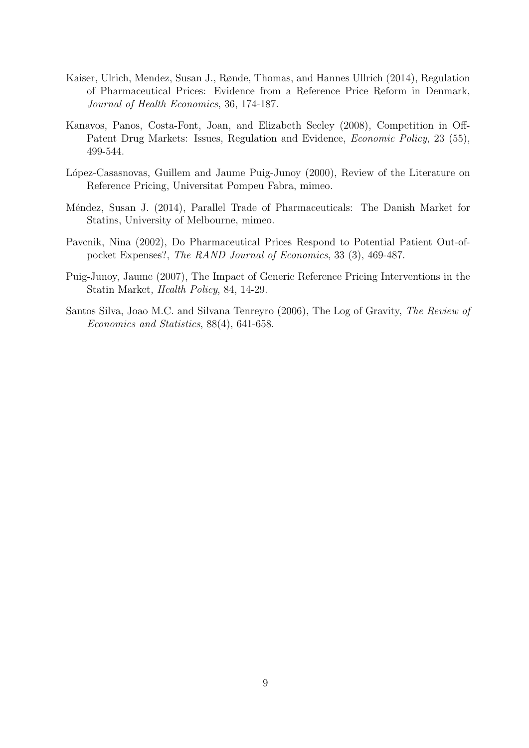Kaiser, Ulrich, Mendez, Susan J., Rønde, Thomas, and Hannes Ullrich (2014), Regulation of Pharmaceutical Prices: Evidence from a Reference Price Reform in Denmark, *Journal of Health Economics*, 36, 174-187.

Kanavos, Panos, Costa-Font, Joan, and Elizabeth Seeley (2008), Competition in Off-Patent Drug Markets: Issues, Regulation and Evidence, *Economic Policy*, 23 (55), 499-544.

López-Casasnovas, Guillem and Jaume Puig-Junoy (2000), Review of the Literature on Reference Pricing, Universitat Pompeu Fabra, mimeo.

Méndez, Susan J. (2014), Parallel Trade of Pharmaceuticals: The Danish Market for Statins, University of Melbourne, mimeo.

Pavcnik, Nina (2002), Do Pharmaceutical Prices Respond to Potential Patient Out-of-pocket Expenses?, *The RAND Journal of Economics*, 33 (3), 469-487.

Puig-Junoy, Jaume (2007), The Impact of Generic Reference Pricing Interventions in the Statin Market, *Health Policy*, 84, 14-29.

Santos Silva, Joao M.C. and Silvana Tenreyro (2006), The Log of Gravity, *The Review of Economics and Statistics*, 88(4), 641-658.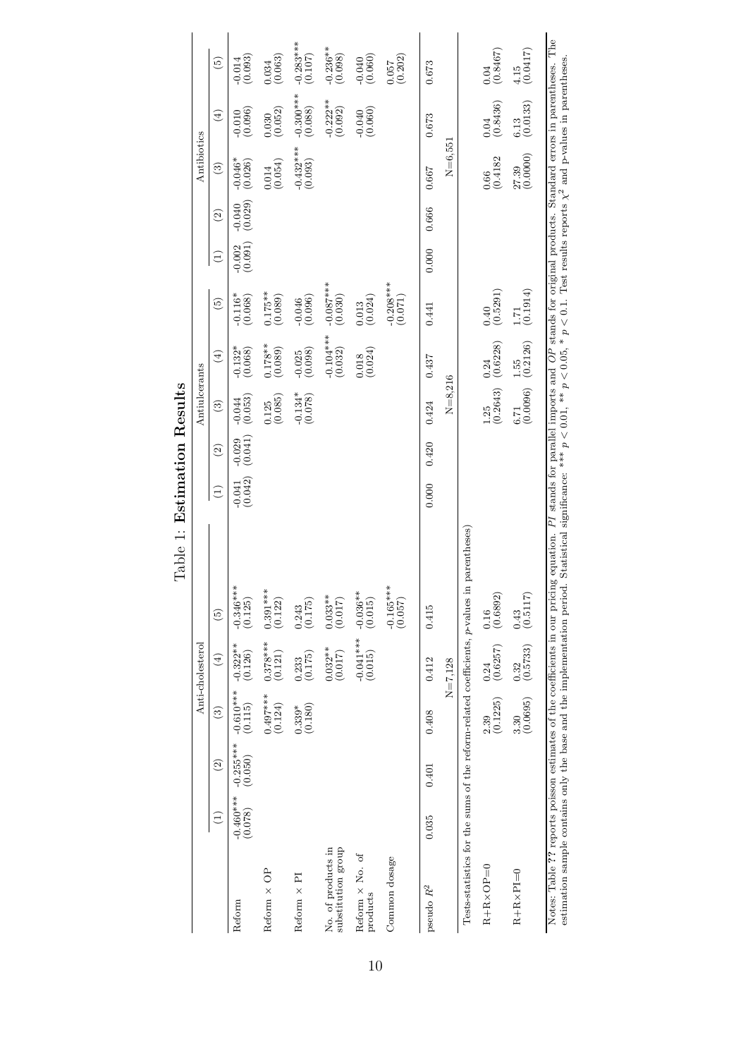# Table 1: Estimation Results

| | Anti-cholesterol | | | | | Antiulcerants | | | | | Antibiotics | | | | |
|---|---|---|---|---|---|---|---|---|---|---|---|---|---|---|---|
| | (1) | (2) | (3) | (4) | (5) | (1) | (2) | (3) | (4) | (5) | (1) | (2) | (3) | (4) | (5) |
| Reform | -0.460*** (0.078) | -0.255*** (0.050) | -0.610*** (0.115) | -0.322** (0.126) | -0.346*** (0.125) | -0.041 (0.042) | -0.029 (0.041) | -0.044 (0.053) | -0.132* (0.068) | -0.116* (0.068) | -0.002 (0.091) | -0.040 (0.029) | -0.046* (0.026) | -0.010 (0.096) | -0.014 (0.093) |
| Reform × OP | | | 0.497*** (0.124) | 0.378*** (0.121) | 0.391*** (0.122) | | | 0.125 (0.085) | 0.178** (0.089) | 0.175** (0.089) | | | 0.014 (0.054) | 0.030 (0.052) | 0.034 (0.063) |
| Reform × PI | | | 0.339* (0.180) | 0.233 (0.175) | 0.243 (0.175) | | | -0.134* (0.078) | -0.025 (0.098) | -0.046 (0.096) | | | -0.432*** (0.093) | -0.300*** (0.088) | -0.283*** (0.107) |
| No. of products in substitution group | | | | 0.032** (0.017) | 0.033** (0.017) | | | | -0.104*** (0.032) | -0.087*** (0.030) | | | | -0.222** (0.092) | -0.236** (0.098) |
| Reform × No. of products | | | | -0.041*** (0.015) | -0.036** (0.015) | | | | 0.018 (0.024) | 0.013 (0.024) | | | | -0.040 (0.060) | -0.040 (0.060) |
| Common dosage | | | | | -0.165*** (0.057) | | | | | -0.208*** (0.071) | | | | | 0.057 (0.202) |
| pseudo $R^2$ | 0.035 | 0.401 | 0.408 | 0.412 | 0.415 | 0.000 | 0.420 | 0.424 | 0.437 | 0.441 | 0.000 | 0.666 | 0.667 | 0.673 | 0.673 |
| | | | N=7,128 | | | | | N=8,216 | | | | | N=6,551 | | |
| Tests-statistics for the sums of the reform-related coefficients, p-values in parentheses) | | | | | | | | | | | | | | | |
| R+R×OP=0 | | | 2.39 (0.1225) | 0.24 (0.6257) | 0.16 (0.6892) | | | 1.25 (0.2643) | 0.24 (0.6228) | 0.40 (0.5291) | | | 0.66 (0.4182) | 0.04 (0.8436) | 0.04 (0.8467) |
| R+R×PI=0 | | | 3.30 (0.0695) | 0.32 (0.5733) | 0.43 (0.5117) | | | 6.71 (0.0096) | 1.55 (0.2126) | 1.71 (0.1914) | | | 27.39 (0.0000) | 6.13 (0.0133) | 4.15 (0.0417) |

Notes: Table ?? reports poisson estimates of the coefficients in our pricing equation. *PI* stands for parallel imports and *OP* stands for original products. Standard errors in parentheses. The estimation sample contains only the base and the implementation period. Statistical significance: *** $p < 0.01$, ** $p < 0.05$, * $p < 0.1$. Test results reports $\chi^2$ and p-values in parentheses.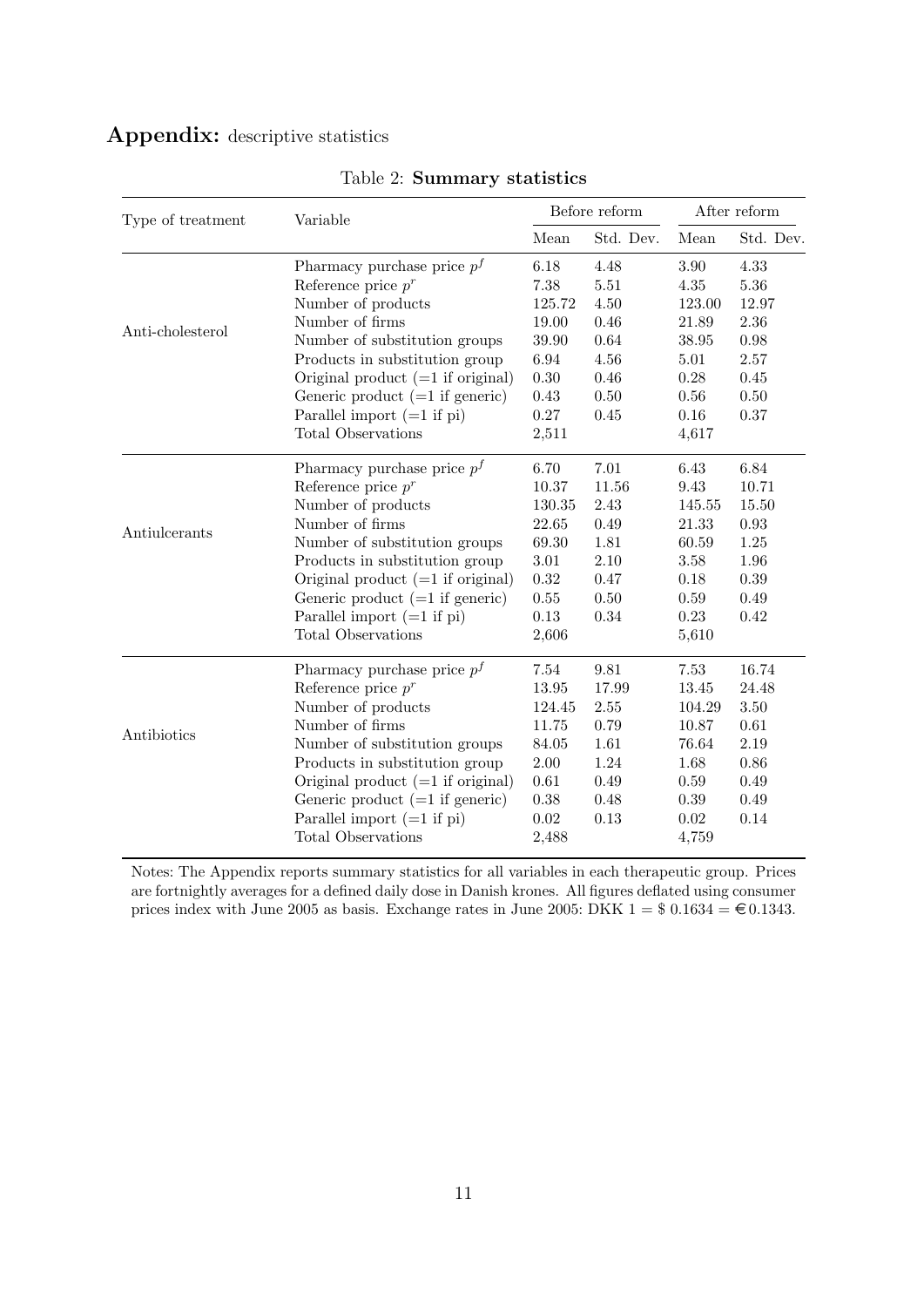## **Appendix:** descriptive statistics

Table 2: **Summary statistics**

| Type of treatment | Variable | Before reform | | After reform | |
|---|---|---|---|---|---|
| | | Mean | Std. Dev. | Mean | Std. Dev. |
| Anti-cholesterol | Pharmacy purchase price $p^f$ | 6.18 | 4.48 | 3.90 | 4.33 |
| | Reference price $p^r$ | 7.38 | 5.51 | 4.35 | 5.36 |
| | Number of products | 125.72 | 4.50 | 123.00 | 12.97 |
| | Number of firms | 19.00 | 0.46 | 21.89 | 2.36 |
| | Number of substitution groups | 39.90 | 0.64 | 38.95 | 0.98 |
| | Products in substitution group | 6.94 | 4.56 | 5.01 | 2.57 |
| | Original product (=1 if original) | 0.30 | 0.46 | 0.28 | 0.45 |
| | Generic product (=1 if generic) | 0.43 | 0.50 | 0.56 | 0.50 |
| | Parallel import (=1 if pi) | 0.27 | 0.45 | 0.16 | 0.37 |
| | Total Observations | 2,511 | | 4,617 | |
| Antiulcerants | Pharmacy purchase price $p^f$ | 6.70 | 7.01 | 6.43 | 6.84 |
| | Reference price $p^r$ | 10.37 | 11.56 | 9.43 | 10.71 |
| | Number of products | 130.35 | 2.43 | 145.55 | 15.50 |
| | Number of firms | 22.65 | 0.49 | 21.33 | 0.93 |
| | Number of substitution groups | 69.30 | 1.81 | 60.59 | 1.25 |
| | Products in substitution group | 3.01 | 2.10 | 3.58 | 1.96 |
| | Original product (=1 if original) | 0.32 | 0.47 | 0.18 | 0.39 |
| | Generic product (=1 if generic) | 0.55 | 0.50 | 0.59 | 0.49 |
| | Parallel import (=1 if pi) | 0.13 | 0.34 | 0.23 | 0.42 |
| | Total Observations | 2,606 | | 5,610 | |
| Antibiotics | Pharmacy purchase price $p^f$ | 7.54 | 9.81 | 7.53 | 16.74 |
| | Reference price $p^r$ | 13.95 | 17.99 | 13.45 | 24.48 |
| | Number of products | 124.45 | 2.55 | 104.29 | 3.50 |
| | Number of firms | 11.75 | 0.79 | 10.87 | 0.61 |
| | Number of substitution groups | 84.05 | 1.61 | 76.64 | 2.19 |
| | Products in substitution group | 2.00 | 1.24 | 1.68 | 0.86 |
| | Original product (=1 if original) | 0.61 | 0.49 | 0.59 | 0.49 |
| | Generic product (=1 if generic) | 0.38 | 0.48 | 0.39 | 0.49 |
| | Parallel import (=1 if pi) | 0.02 | 0.13 | 0.02 | 0.14 |
| | Total Observations | 2,488 | | 4,759 | |

Notes: The Appendix reports summary statistics for all variables in each therapeutic group. Prices are fortnightly averages for a defined daily dose in Danish krones. All figures deflated using consumer prices index with June 2005 as basis. Exchange rates in June 2005: DKK 1 = \$ 0.1634 = €0.1343.